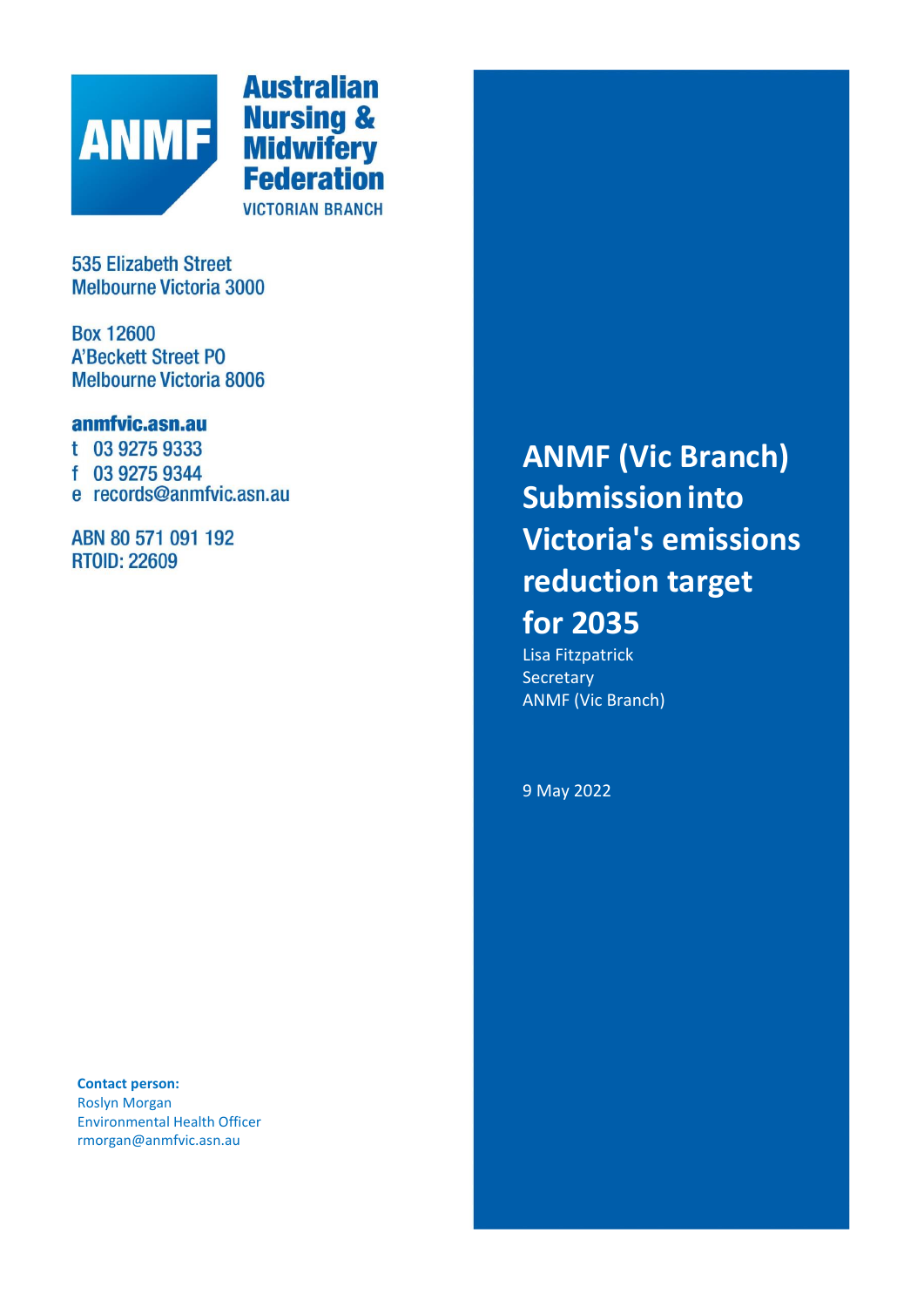Australian Nursing & Midwifery Federation
VICTORIAN BRANCH

535 Elizabeth Street
Melbourne Victoria 3000

Box 12600
A'Beckett Street PO
Melbourne Victoria 8006

**anmfvic.asn.au**
t 03 9275 9333
f 03 9275 9344
e records@anmfvic.asn.au

ABN 80 571 091 192
RTOID: 22609

# ANMF (Vic Branch) Submission into Victoria's emissions reduction target for 2035

Lisa Fitzpatrick
Secretary
ANMF (Vic Branch)

9 May 2022

**Contact person:**
Roslyn Morgan
Environmental Health Officer
rmorgan@anmfvic.asn.au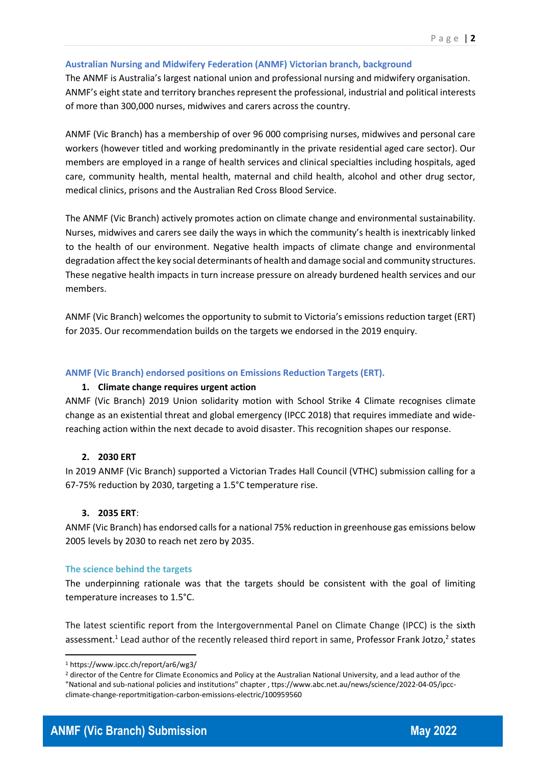## Australian Nursing and Midwifery Federation (ANMF) Victorian branch, background

The ANMF is Australia's largest national union and professional nursing and midwifery organisation. ANMF's eight state and territory branches represent the professional, industrial and political interests of more than 300,000 nurses, midwives and carers across the country.

ANMF (Vic Branch) has a membership of over 96 000 comprising nurses, midwives and personal care workers (however titled and working predominantly in the private residential aged care sector). Our members are employed in a range of health services and clinical specialties including hospitals, aged care, community health, mental health, maternal and child health, alcohol and other drug sector, medical clinics, prisons and the Australian Red Cross Blood Service.

The ANMF (Vic Branch) actively promotes action on climate change and environmental sustainability. Nurses, midwives and carers see daily the ways in which the community's health is inextricably linked to the health of our environment. Negative health impacts of climate change and environmental degradation affect the key social determinants of health and damage social and community structures. These negative health impacts in turn increase pressure on already burdened health services and our members.

ANMF (Vic Branch) welcomes the opportunity to submit to Victoria's emissions reduction target (ERT) for 2035. Our recommendation builds on the targets we endorsed in the 2019 enquiry.

## ANMF (Vic Branch) endorsed positions on Emissions Reduction Targets (ERT).

1. **Climate change requires urgent action**

ANMF (Vic Branch) 2019 Union solidarity motion with School Strike 4 Climate recognises climate change as an existential threat and global emergency (IPCC 2018) that requires immediate and wide-reaching action within the next decade to avoid disaster. This recognition shapes our response.

2. **2030 ERT**

In 2019 ANMF (Vic Branch) supported a Victorian Trades Hall Council (VTHC) submission calling for a 67-75% reduction by 2030, targeting a 1.5°C temperature rise.

3. **2035 ERT**:

ANMF (Vic Branch) has endorsed calls for a national 75% reduction in greenhouse gas emissions below 2005 levels by 2030 to reach net zero by 2035.

### The science behind the targets

The underpinning rationale was that the targets should be consistent with the goal of limiting temperature increases to 1.5°C.

The latest scientific report from the Intergovernmental Panel on Climate Change (IPCC) is the sixth assessment.[1] Lead author of the recently released third report in same, Professor Frank Jotzo,[2] states

[1] https://www.ipcc.ch/report/ar6/wg3/

[2] director of the Centre for Climate Economics and Policy at the Australian National University, and a lead author of the "National and sub-national policies and institutions" chapter , ttps://www.abc.net.au/news/science/2022-04-05/ipcc-climate-change-reportmitigation-carbon-emissions-electric/100959560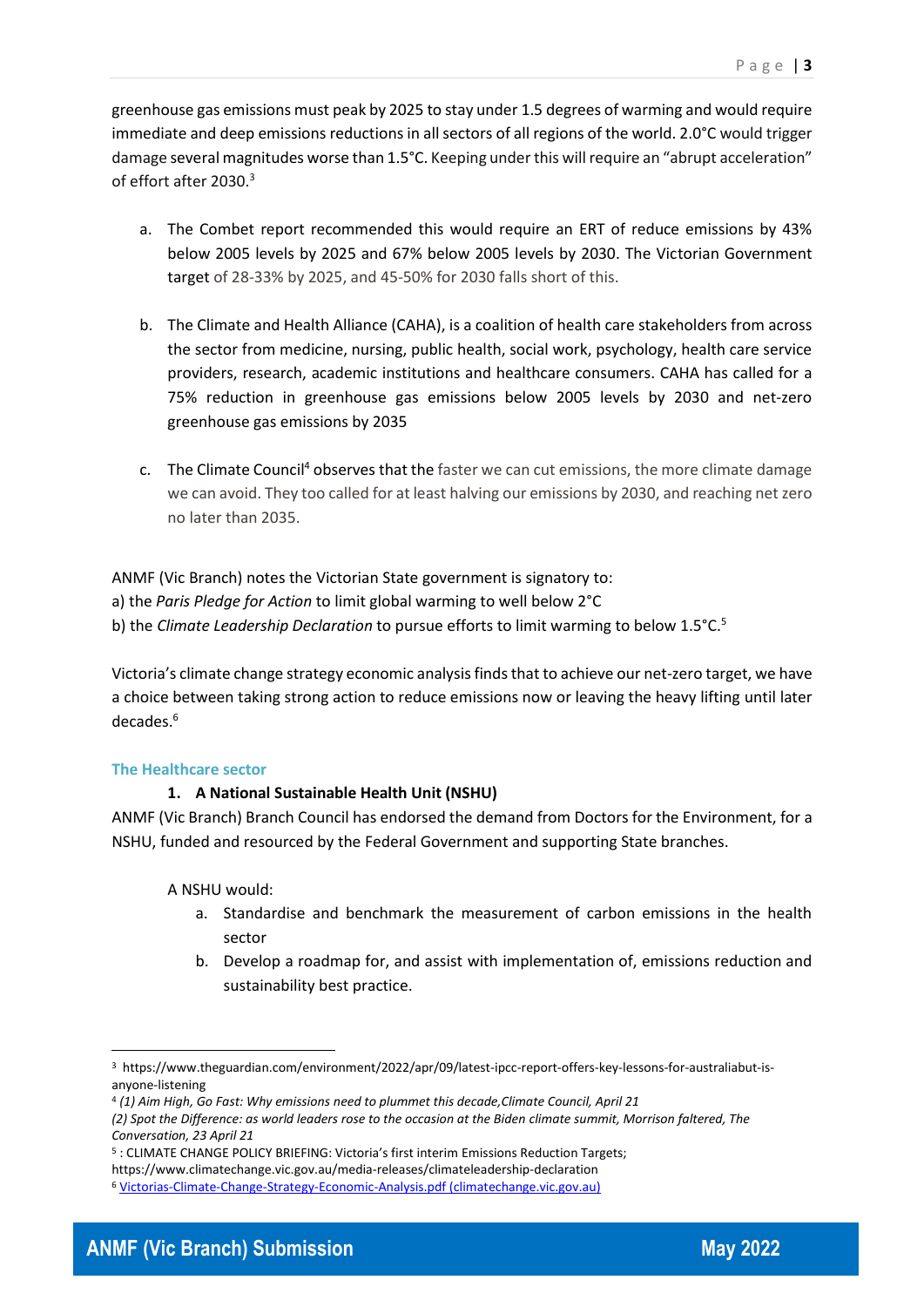greenhouse gas emissions must peak by 2025 to stay under 1.5 degrees of warming and would require immediate and deep emissions reductions in all sectors of all regions of the world. 2.0°C would trigger damage several magnitudes worse than 1.5°C. Keeping under this will require an "abrupt acceleration" of effort after 2030.[3]

a. The Combet report recommended this would require an ERT of reduce emissions by 43% below 2005 levels by 2025 and 67% below 2005 levels by 2030. The Victorian Government target of 28-33% by 2025, and 45-50% for 2030 falls short of this.

b. The Climate and Health Alliance (CAHA), is a coalition of health care stakeholders from across the sector from medicine, nursing, public health, social work, psychology, health care service providers, research, academic institutions and healthcare consumers. CAHA has called for a 75% reduction in greenhouse gas emissions below 2005 levels by 2030 and net-zero greenhouse gas emissions by 2035

c. The Climate Council[4] observes that the faster we can cut emissions, the more climate damage we can avoid. They too called for at least halving our emissions by 2030, and reaching net zero no later than 2035.

ANMF (Vic Branch) notes the Victorian State government is signatory to:
a) the *Paris Pledge for Action* to limit global warming to well below 2°C
b) the *Climate Leadership Declaration* to pursue efforts to limit warming to below 1.5°C.[5]

Victoria's climate change strategy economic analysis finds that to achieve our net-zero target, we have a choice between taking strong action to reduce emissions now or leaving the heavy lifting until later decades.[6]

## The Healthcare sector

### 1. A National Sustainable Health Unit (NSHU)

ANMF (Vic Branch) Branch Council has endorsed the demand from Doctors for the Environment, for a NSHU, funded and resourced by the Federal Government and supporting State branches.

A NSHU would:

a. Standardise and benchmark the measurement of carbon emissions in the health sector
b. Develop a roadmap for, and assist with implementation of, emissions reduction and sustainability best practice.

---

[3] https://www.theguardian.com/environment/2022/apr/09/latest-ipcc-report-offers-key-lessons-for-australiabut-is-anyone-listening

[4] *(1) Aim High, Go Fast: Why emissions need to plummet this decade,Climate Council, April 21*
*(2) Spot the Difference: as world leaders rose to the occasion at the Biden climate summit, Morrison faltered, The Conversation, 23 April 21*

[5] : CLIMATE CHANGE POLICY BRIEFING: Victoria's first interim Emissions Reduction Targets; https://www.climatechange.vic.gov.au/media-releases/climateleadership-declaration

[6] Victorias-Climate-Change-Strategy-Economic-Analysis.pdf (climatechange.vic.gov.au)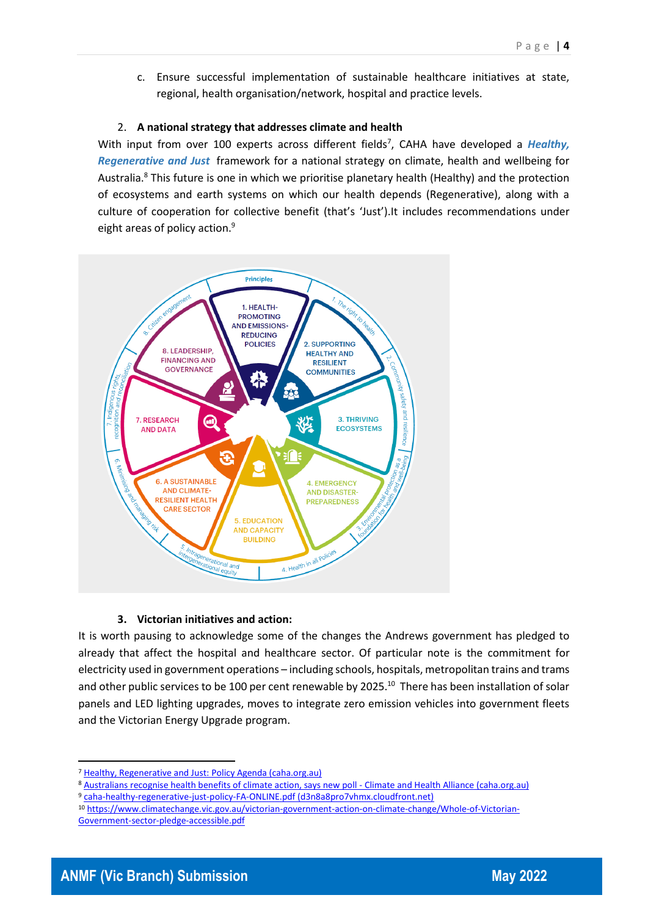c. Ensure successful implementation of sustainable healthcare initiatives at state, regional, health organisation/network, hospital and practice levels.

2. **A national strategy that addresses climate and health**

With input from over 100 experts across different fields[7], CAHA have developed a ***Healthy, Regenerative and Just*** framework for a national strategy on climate, health and wellbeing for Australia.[8] This future is one in which we prioritise planetary health (Healthy) and the protection of ecosystems and earth systems on which our health depends (Regenerative), along with a culture of cooperation for collective benefit (that's 'Just').It includes recommendations under eight areas of policy action.[9]

3. **Victorian initiatives and action:**

It is worth pausing to acknowledge some of the changes the Andrews government has pledged to already that affect the hospital and healthcare sector. Of particular note is the commitment for electricity used in government operations – including schools, hospitals, metropolitan trains and trams and other public services to be 100 per cent renewable by 2025.[10] There has been installation of solar panels and LED lighting upgrades, moves to integrate zero emission vehicles into government fleets and the Victorian Energy Upgrade program.

---

[7] Healthy, Regenerative and Just: Policy Agenda (caha.org.au)

[8] Australians recognise health benefits of climate action, says new poll - Climate and Health Alliance (caha.org.au)

[9] caha-healthy-regenerative-just-policy-FA-ONLINE.pdf (d3n8a8pro7vhmx.cloudfront.net)

[10] https://www.climatechange.vic.gov.au/victorian-government-action-on-climate-change/Whole-of-Victorian-Government-sector-pledge-accessible.pdf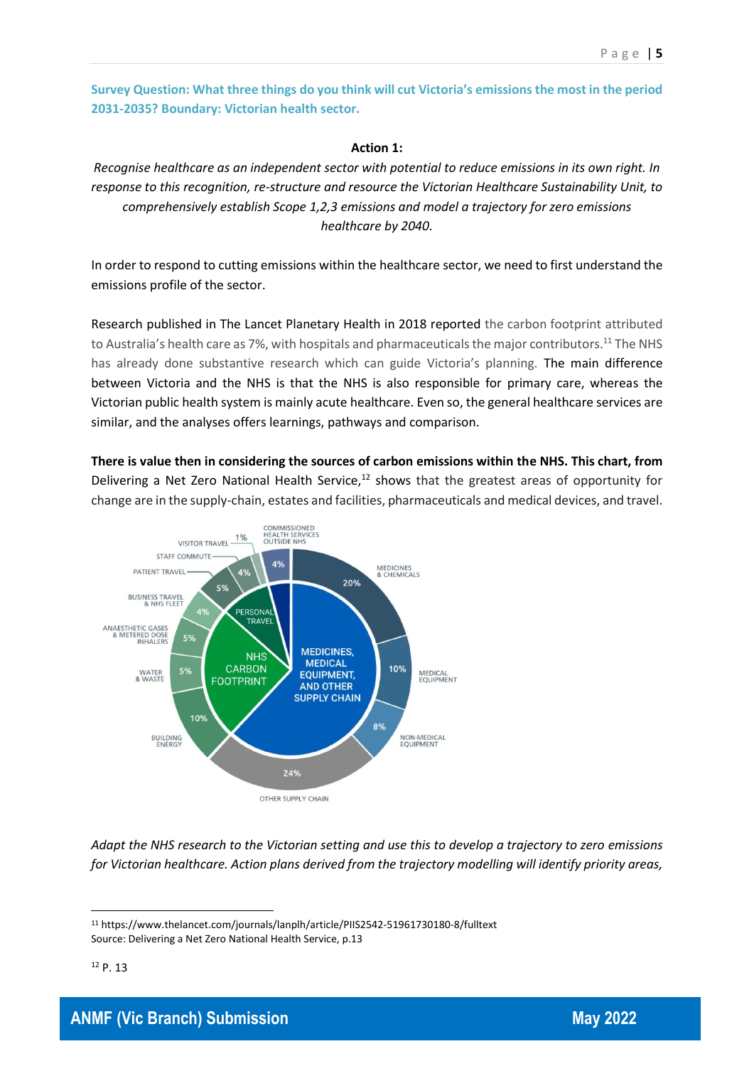**Survey Question: What three things do you think will cut Victoria's emissions the most in the period 2031-2035? Boundary: Victorian health sector.**

**Action 1:**

*Recognise healthcare as an independent sector with potential to reduce emissions in its own right. In response to this recognition, re-structure and resource the Victorian Healthcare Sustainability Unit, to comprehensively establish Scope 1,2,3 emissions and model a trajectory for zero emissions healthcare by 2040.*

In order to respond to cutting emissions within the healthcare sector, we need to first understand the emissions profile of the sector.

Research published in The Lancet Planetary Health in 2018 reported the carbon footprint attributed to Australia's health care as 7%, with hospitals and pharmaceuticals the major contributors.[11] The NHS has already done substantive research which can guide Victoria's planning. The main difference between Victoria and the NHS is that the NHS is also responsible for primary care, whereas the Victorian public health system is mainly acute healthcare. Even so, the general healthcare services are similar, and the analyses offers learnings, pathways and comparison.

**There is value then in considering the sources of carbon emissions within the NHS. This chart, from** Delivering a Net Zero National Health Service,[12] shows that the greatest areas of opportunity for change are in the supply-chain, estates and facilities, pharmaceuticals and medical devices, and travel.

*Adapt the NHS research to the Victorian setting and use this to develop a trajectory to zero emissions for Victorian healthcare. Action plans derived from the trajectory modelling will identify priority areas,*

---

[11] https://www.thelancet.com/journals/lanplh/article/PIIS2542-51961730180-8/fulltext
Source: Delivering a Net Zero National Health Service, p.13

[12] P. 13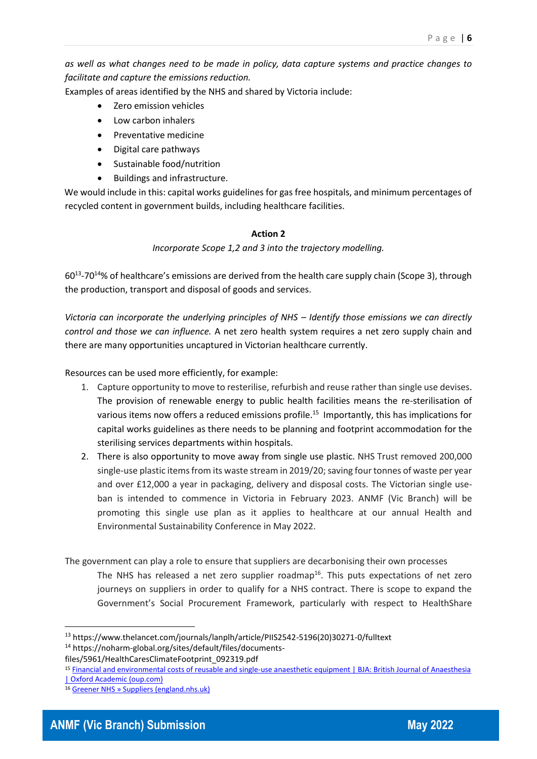*as well as what changes need to be made in policy, data capture systems and practice changes to facilitate and capture the emissions reduction.*

Examples of areas identified by the NHS and shared by Victoria include:

- Zero emission vehicles
- Low carbon inhalers
- Preventative medicine
- Digital care pathways
- Sustainable food/nutrition
- Buildings and infrastructure.

We would include in this: capital works guidelines for gas free hospitals, and minimum percentages of recycled content in government builds, including healthcare facilities.

**Action 2**

*Incorporate Scope 1,2 and 3 into the trajectory modelling.*

60[13]-70[14]% of healthcare's emissions are derived from the health care supply chain (Scope 3), through the production, transport and disposal of goods and services.

*Victoria can incorporate the underlying principles of NHS – Identify those emissions we can directly control and those we can influence.* A net zero health system requires a net zero supply chain and there are many opportunities uncaptured in Victorian healthcare currently.

Resources can be used more efficiently, for example:

1. Capture opportunity to move to resterilise, refurbish and reuse rather than single use devises. The provision of renewable energy to public health facilities means the re-sterilisation of various items now offers a reduced emissions profile.[15] Importantly, this has implications for capital works guidelines as there needs to be planning and footprint accommodation for the sterilising services departments within hospitals.
2. There is also opportunity to move away from single use plastic. NHS Trust removed 200,000 single-use plastic items from its waste stream in 2019/20; saving four tonnes of waste per year and over £12,000 a year in packaging, delivery and disposal costs. The Victorian single use-ban is intended to commence in Victoria in February 2023. ANMF (Vic Branch) will be promoting this single use plan as it applies to healthcare at our annual Health and Environmental Sustainability Conference in May 2022.

The government can play a role to ensure that suppliers are decarbonising their own processes

The NHS has released a net zero supplier roadmap[16]. This puts expectations of net zero journeys on suppliers in order to qualify for a NHS contract. There is scope to expand the Government's Social Procurement Framework, particularly with respect to HealthShare

---

[13] https://www.thelancet.com/journals/lanplh/article/PIIS2542-5196(20)30271-0/fulltext

[14] https://noharm-global.org/sites/default/files/documents-files/5961/HealthCaresClimateFootprint_092319.pdf

[15] Financial and environmental costs of reusable and single-use anaesthetic equipment | BJA: British Journal of Anaesthesia | Oxford Academic (oup.com)

[16] Greener NHS » Suppliers (england.nhs.uk)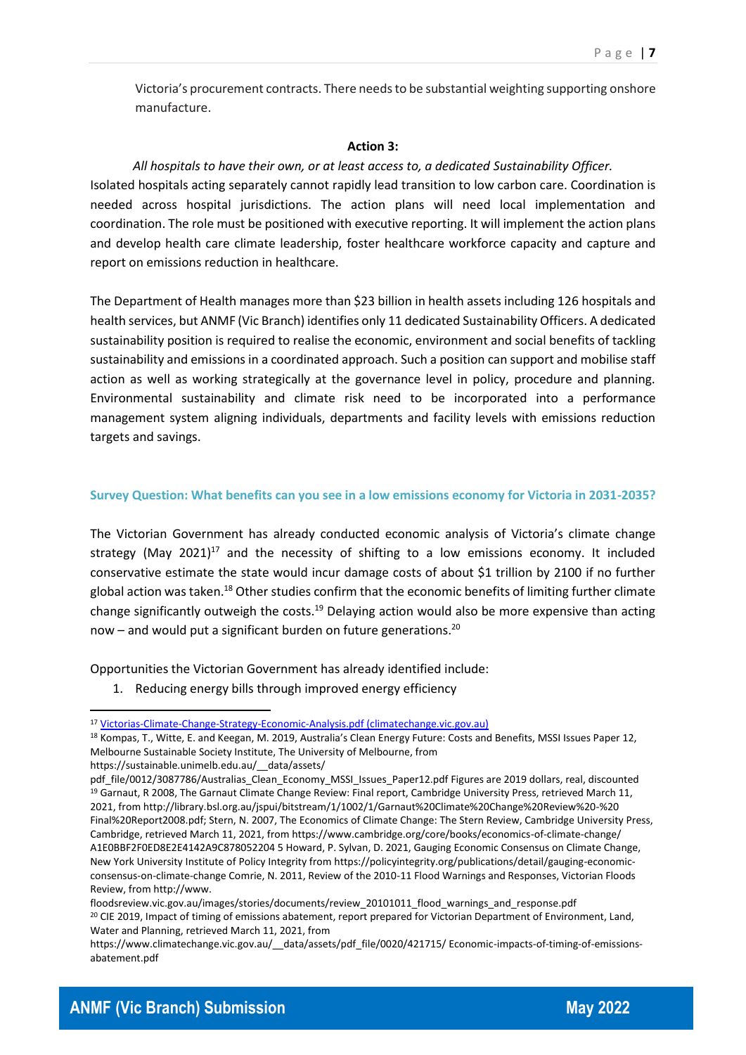Victoria's procurement contracts. There needs to be substantial weighting supporting onshore manufacture.

**Action 3:**

*All hospitals to have their own, or at least access to, a dedicated Sustainability Officer.*

Isolated hospitals acting separately cannot rapidly lead transition to low carbon care. Coordination is needed across hospital jurisdictions. The action plans will need local implementation and coordination. The role must be positioned with executive reporting. It will implement the action plans and develop health care climate leadership, foster healthcare workforce capacity and capture and report on emissions reduction in healthcare.

The Department of Health manages more than $23 billion in health assets including 126 hospitals and health services, but ANMF (Vic Branch) identifies only 11 dedicated Sustainability Officers. A dedicated sustainability position is required to realise the economic, environment and social benefits of tackling sustainability and emissions in a coordinated approach. Such a position can support and mobilise staff action as well as working strategically at the governance level in policy, procedure and planning. Environmental sustainability and climate risk need to be incorporated into a performance management system aligning individuals, departments and facility levels with emissions reduction targets and savings.

### Survey Question: What benefits can you see in a low emissions economy for Victoria in 2031-2035?

The Victorian Government has already conducted economic analysis of Victoria's climate change strategy (May 2021)[17] and the necessity of shifting to a low emissions economy. It included conservative estimate the state would incur damage costs of about $1 trillion by 2100 if no further global action was taken.[18] Other studies confirm that the economic benefits of limiting further climate change significantly outweigh the costs.[19] Delaying action would also be more expensive than acting now – and would put a significant burden on future generations.[20]

Opportunities the Victorian Government has already identified include:

1. Reducing energy bills through improved energy efficiency

---

[17] Victorias-Climate-Change-Strategy-Economic-Analysis.pdf (climatechange.vic.gov.au)

[18] Kompas, T., Witte, E. and Keegan, M. 2019, Australia's Clean Energy Future: Costs and Benefits, MSSI Issues Paper 12, Melbourne Sustainable Society Institute, The University of Melbourne, from https://sustainable.unimelb.edu.au/__data/assets/pdf_file/0012/3087786/Australias_Clean_Economy_MSSI_Issues_Paper12.pdf Figures are 2019 dollars, real, discounted

[19] Garnaut, R 2008, The Garnaut Climate Change Review: Final report, Cambridge University Press, retrieved March 11, 2021, from http://library.bsl.org.au/jspui/bitstream/1/1002/1/Garnaut%20Climate%20Change%20Review%20-%20 Final%20Report2008.pdf; Stern, N. 2007, The Economics of Climate Change: The Stern Review, Cambridge University Press, Cambridge, retrieved March 11, 2021, from https://www.cambridge.org/core/books/economics-of-climate-change/ A1E0BBF2F0ED8E2E4142A9C878052204 5 Howard, P. Sylvan, D. 2021, Gauging Economic Consensus on Climate Change, New York University Institute of Policy Integrity from https://policyintegrity.org/publications/detail/gauging-economic-consensus-on-climate-change Comrie, N. 2011, Review of the 2010-11 Flood Warnings and Responses, Victorian Floods Review, from http://www. floodsreview.vic.gov.au/images/stories/documents/review_20101011_flood_warnings_and_response.pdf

[20] CIE 2019, Impact of timing of emissions abatement, report prepared for Victorian Department of Environment, Land, Water and Planning, retrieved March 11, 2021, from https://www.climatechange.vic.gov.au/__data/assets/pdf_file/0020/421715/ Economic-impacts-of-timing-of-emissions-abatement.pdf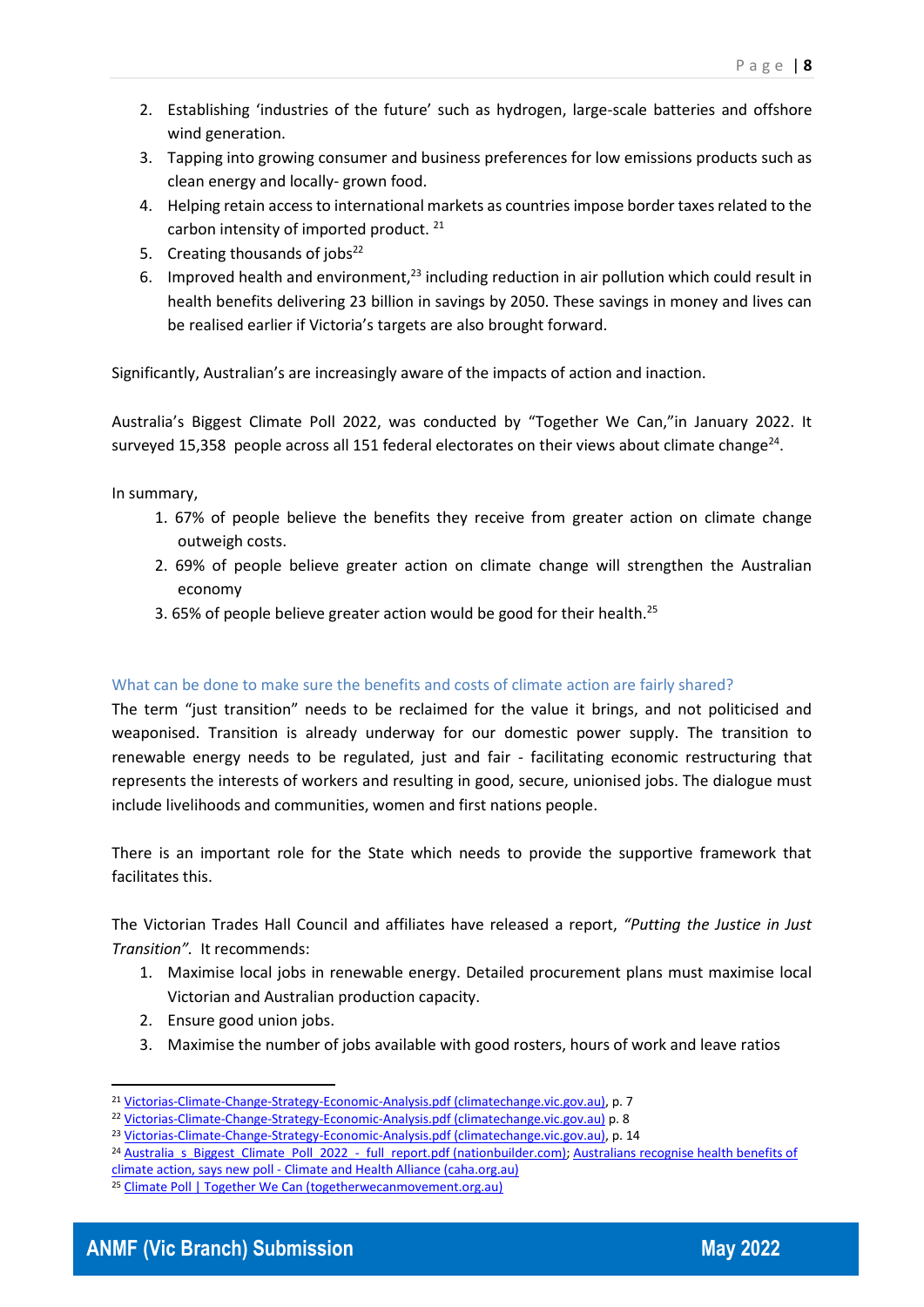2. Establishing 'industries of the future' such as hydrogen, large-scale batteries and offshore wind generation.
3. Tapping into growing consumer and business preferences for low emissions products such as clean energy and locally- grown food.
4. Helping retain access to international markets as countries impose border taxes related to the carbon intensity of imported product. [21]
5. Creating thousands of jobs[22]
6. Improved health and environment,[23] including reduction in air pollution which could result in health benefits delivering 23 billion in savings by 2050. These savings in money and lives can be realised earlier if Victoria's targets are also brought forward.

Significantly, Australian's are increasingly aware of the impacts of action and inaction.

Australia's Biggest Climate Poll 2022, was conducted by "Together We Can,"in January 2022. It surveyed 15,358 people across all 151 federal electorates on their views about climate change[24].

In summary,

1. 67% of people believe the benefits they receive from greater action on climate change outweigh costs.
2. 69% of people believe greater action on climate change will strengthen the Australian economy
3. 65% of people believe greater action would be good for their health.[25]

### What can be done to make sure the benefits and costs of climate action are fairly shared?

The term "just transition" needs to be reclaimed for the value it brings, and not politicised and weaponised. Transition is already underway for our domestic power supply. The transition to renewable energy needs to be regulated, just and fair - facilitating economic restructuring that represents the interests of workers and resulting in good, secure, unionised jobs. The dialogue must include livelihoods and communities, women and first nations people.

There is an important role for the State which needs to provide the supportive framework that facilitates this.

The Victorian Trades Hall Council and affiliates have released a report, *"Putting the Justice in Just Transition"*. It recommends:

1. Maximise local jobs in renewable energy. Detailed procurement plans must maximise local Victorian and Australian production capacity.
2. Ensure good union jobs.
3. Maximise the number of jobs available with good rosters, hours of work and leave ratios

---

[21] Victorias-Climate-Change-Strategy-Economic-Analysis.pdf (climatechange.vic.gov.au), p. 7

[22] Victorias-Climate-Change-Strategy-Economic-Analysis.pdf (climatechange.vic.gov.au) p. 8

[23] Victorias-Climate-Change-Strategy-Economic-Analysis.pdf (climatechange.vic.gov.au), p. 14

[24] Australia_s_Biggest_Climate_Poll_2022_-_full_report.pdf (nationbuilder.com); Australians recognise health benefits of climate action, says new poll - Climate and Health Alliance (caha.org.au)

[25] Climate Poll | Together We Can (togetherwecanmovement.org.au)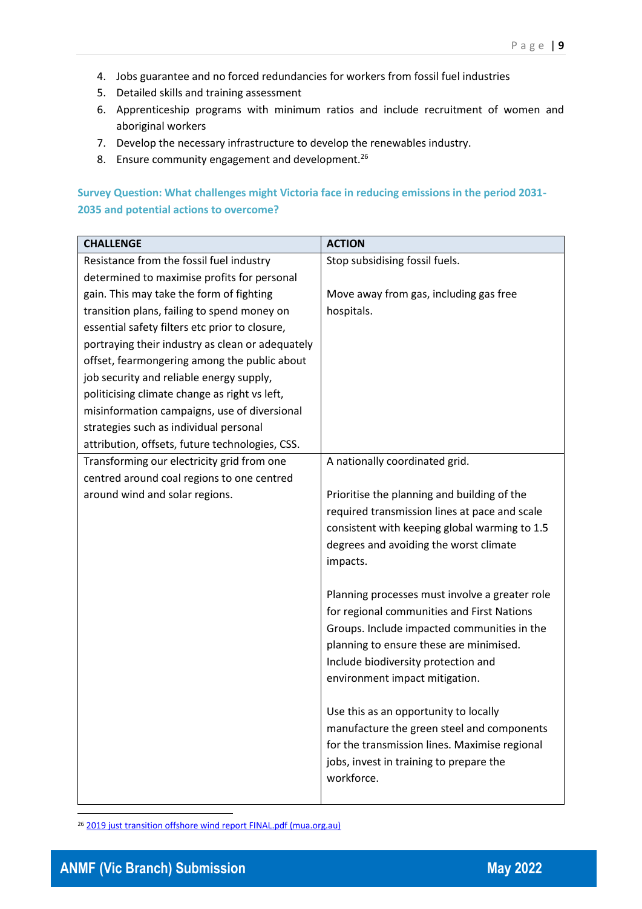4. Jobs guarantee and no forced redundancies for workers from fossil fuel industries
5. Detailed skills and training assessment
6. Apprenticeship programs with minimum ratios and include recruitment of women and aboriginal workers
7. Develop the necessary infrastructure to develop the renewables industry.
8. Ensure community engagement and development.[26]

**Survey Question: What challenges might Victoria face in reducing emissions in the period 2031-2035 and potential actions to overcome?**

| CHALLENGE | ACTION |
|---|---|
| Resistance from the fossil fuel industry determined to maximise profits for personal gain. This may take the form of fighting transition plans, failing to spend money on essential safety filters etc prior to closure, portraying their industry as clean or adequately offset, fearmongering among the public about job security and reliable energy supply, politicising climate change as right vs left, misinformation campaigns, use of diversional strategies such as individual personal attribution, offsets, future technologies, CSS. | Stop subsidising fossil fuels.<br><br>Move away from gas, including gas free hospitals. |
| Transforming our electricity grid from one centred around coal regions to one centred around wind and solar regions. | A nationally coordinated grid.<br><br>Prioritise the planning and building of the required transmission lines at pace and scale consistent with keeping global warming to 1.5 degrees and avoiding the worst climate impacts.<br><br>Planning processes must involve a greater role for regional communities and First Nations Groups. Include impacted communities in the planning to ensure these are minimised. Include biodiversity protection and environment impact mitigation.<br><br>Use this as an opportunity to locally manufacture the green steel and components for the transmission lines. Maximise regional jobs, invest in training to prepare the workforce. |

[26] 2019 just transition offshore wind report FINAL.pdf (mua.org.au)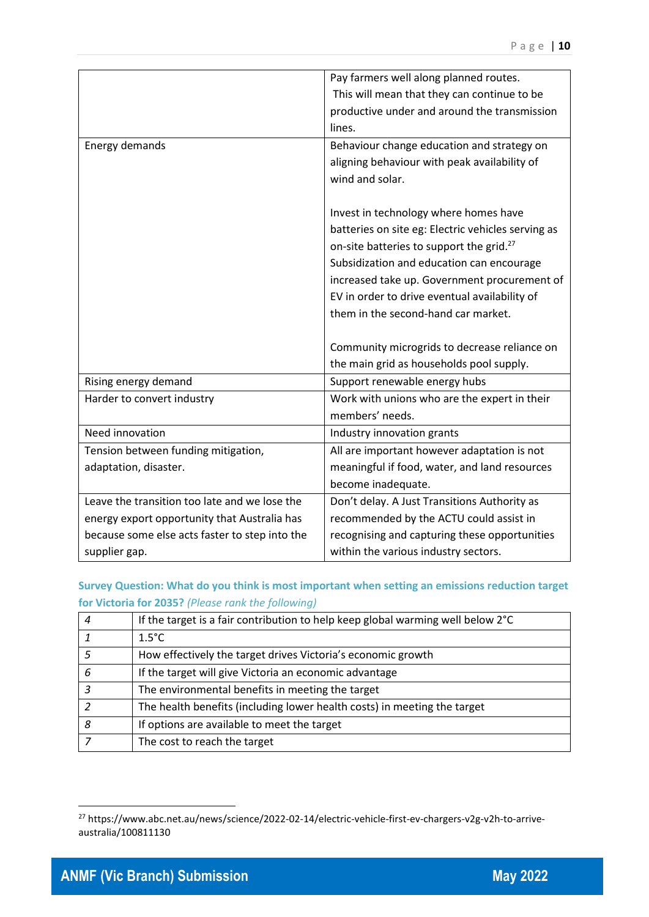| | |
|---|---|
| | Pay farmers well along planned routes.<br>This will mean that they can continue to be productive under and around the transmission lines. |
| Energy demands | Behaviour change education and strategy on aligning behaviour with peak availability of wind and solar.<br><br>Invest in technology where homes have batteries on site eg: Electric vehicles serving as on-site batteries to support the grid.[27] Subsidization and education can encourage increased take up. Government procurement of EV in order to drive eventual availability of them in the second-hand car market.<br><br>Community microgrids to decrease reliance on the main grid as households pool supply. |
| Rising energy demand | Support renewable energy hubs |
| Harder to convert industry | Work with unions who are the expert in their members' needs. |
| Need innovation | Industry innovation grants |
| Tension between funding mitigation, adaptation, disaster. | All are important however adaptation is not meaningful if food, water, and land resources become inadequate. |
| Leave the transition too late and we lose the energy export opportunity that Australia has because some else acts faster to step into the supplier gap. | Don't delay. A Just Transitions Authority as recommended by the ACTU could assist in recognising and capturing these opportunities within the various industry sectors. |

**Survey Question: What do you think is most important when setting an emissions reduction target for Victoria for 2035?** *(Please rank the following)*

| | |
|---|---|
| *4* | If the target is a fair contribution to help keep global warming well below 2°C |
| *1* | 1.5°C |
| *5* | How effectively the target drives Victoria's economic growth |
| *6* | If the target will give Victoria an economic advantage |
| *3* | The environmental benefits in meeting the target |
| *2* | The health benefits (including lower health costs) in meeting the target |
| *8* | If options are available to meet the target |
| *7* | The cost to reach the target |

[27] https://www.abc.net.au/news/science/2022-02-14/electric-vehicle-first-ev-chargers-v2g-v2h-to-arrive-australia/100811130